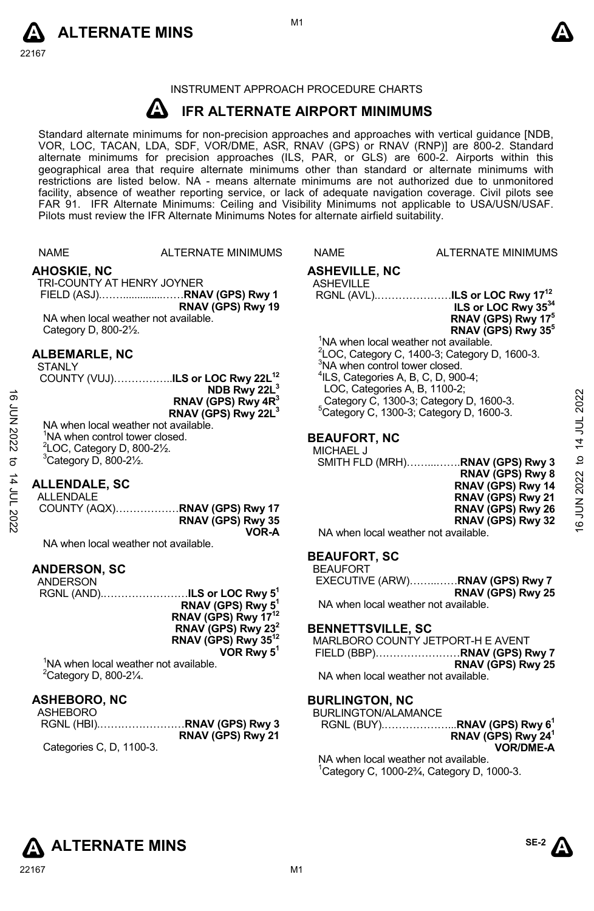INSTRUMENT APPROACH PROCEDURE CHARTS

# IFR ALTERNATE AIRPORT MINIMUMS

Standard alternate minimums for non-precision approaches and approaches with vertical guidance [NDB, VOR, LOC, TACAN, LDA, SDF, VOR/DME, ASR, RNAV (GPS) or RNAV (RNP)] are 800-2. Standard alternate minimums for precision approaches (ILS, PAR, or GLS) are 600-2. Airports within this geographical area that require alternate minimums other than standard or alternate minimums with restrictions are listed below. NA - means alternate minimums are not authorized due to unmonitored facility, absence of weather reporting service, or lack of adequate navigation coverage. Civil pilots see FAR 91. IFR Alternate Minimums: Ceiling and Visibility Minimums not applicable to USA/USN/USAF. Pilots must review the IFR Alternate Minimums Notes for alternate airfield suitability.

NAME — ALTERNATE MINIMUMS

## AHOSKIE, NC

TRI-COUNTY AT HENRY JOYNER FIELD (ASJ)……………**RNAV (GPS) Rwy 1**
**RNAV (GPS) Rwy 19**

NA when local weather not available.
Category D, 800-2½.

## ALBEMARLE, NC

STANLY COUNTY (VUJ)……………**ILS or LOC Rwy 22L**[1][2]
**NDB Rwy 22L**[3]
**RNAV (GPS) Rwy 4R**[3]
**RNAV (GPS) Rwy 22L**[3]

NA when local weather not available.
[1]NA when control tower closed.
[2]LOC, Category D, 800-2½.
[3]Category D, 800-2½.

## ALLENDALE, SC

ALLENDALE COUNTY (AQX)………………**RNAV (GPS) Rwy 17**
**RNAV (GPS) Rwy 35**
**VOR-A**

NA when local weather not available.

## ANDERSON, SC

ANDERSON RGNL (AND)……………………**ILS or LOC Rwy 5**[1]
**RNAV (GPS) Rwy 5**[1]
**RNAV (GPS) Rwy 17**[1][2]
**RNAV (GPS) Rwy 23**[2]
**RNAV (GPS) Rwy 35**[1][2]
**VOR Rwy 5**[1]

[1]NA when local weather not available.
[2]Category D, 800-2¼.

## ASHEBORO, NC

ASHEBORO RGNL (HBI)……………………**RNAV (GPS) Rwy 3**
**RNAV (GPS) Rwy 21**

Categories C, D, 1100-3.

## ASHEVILLE, NC

ASHEVILLE RGNL (AVL)…………………**ILS or LOC Rwy 17**[1][2]
**ILS or LOC Rwy 35**[3][4]
**RNAV (GPS) Rwy 17**[5]
**RNAV (GPS) Rwy 35**[5]

[1]NA when local weather not available.
[2]LOC, Category C, 1400-3; Category D, 1600-3.
[3]NA when control tower closed.
[4]ILS, Categories A, B, C, D, 900-4; LOC, Categories A, B, 1100-2; Category C, 1300-3; Category D, 1600-3.
[5]Category C, 1300-3; Category D, 1600-3.

## BEAUFORT, NC

MICHAEL J SMITH FLD (MRH)……………**RNAV (GPS) Rwy 3**
**RNAV (GPS) Rwy 8**
**RNAV (GPS) Rwy 14**
**RNAV (GPS) Rwy 21**
**RNAV (GPS) Rwy 26**
**RNAV (GPS) Rwy 32**

NA when local weather not available.

## BEAUFORT, SC

BEAUFORT EXECUTIVE (ARW)……………**RNAV (GPS) Rwy 7**
**RNAV (GPS) Rwy 25**

NA when local weather not available.

## BENNETTSVILLE, SC

MARLBORO COUNTY JETPORT-H E AVENT FIELD (BBP)……………………**RNAV (GPS) Rwy 7**
**RNAV (GPS) Rwy 25**

NA when local weather not available.

## BURLINGTON, NC

BURLINGTON/ALAMANCE RGNL (BUY)………………..**RNAV (GPS) Rwy 6**[1]
**RNAV (GPS) Rwy 24**[1]
**VOR/DME-A**

NA when local weather not available.
[1]Category C, 1000-2¾, Category D, 1000-3.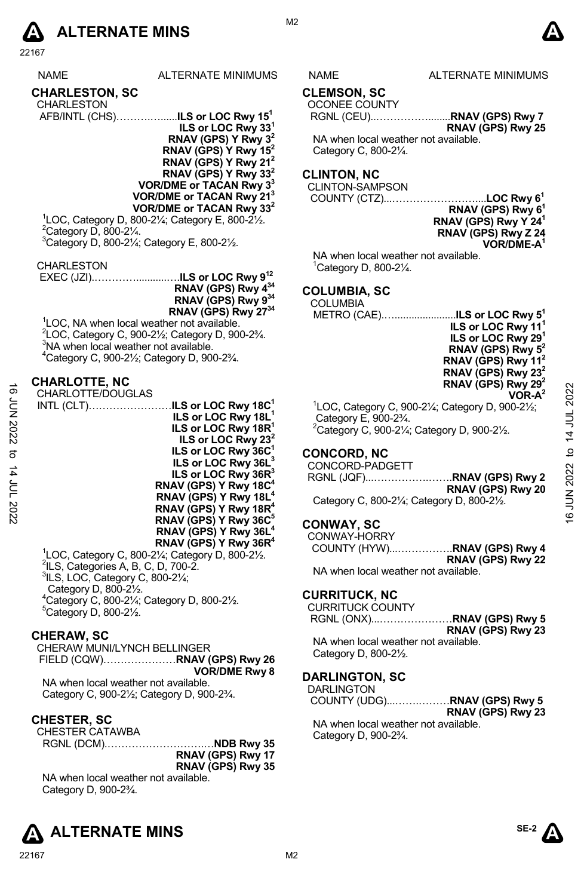# ALTERNATE MINS

| NAME | ALTERNATE MINIMUMS |
|---|---|

## CHARLESTON, SC

CHARLESTON AFB/INTL (CHS)……………......**ILS or LOC Rwy 15**[1]
**ILS or LOC Rwy 33**[1]
**RNAV (GPS) Y Rwy 3**[2]
**RNAV (GPS) Y Rwy 15**[2]
**RNAV (GPS) Y Rwy 21**[2]
**RNAV (GPS) Y Rwy 33**[2]
**VOR/DME or TACAN Rwy 3**[3]
**VOR/DME or TACAN Rwy 21**[3]
**VOR/DME or TACAN Rwy 33**[2]

[1]LOC, Category D, 800-2¼; Category E, 800-2½.
[2]Category D, 800-2¼.
[3]Category D, 800-2¼; Category E, 800-2½.

CHARLESTON EXEC (JZI).…………............….**ILS or LOC Rwy 9**[12]
**RNAV (GPS) Rwy 4**[34]
**RNAV (GPS) Rwy 9**[34]
**RNAV (GPS) Rwy 27**[34]

[1]LOC, NA when local weather not available.
[2]LOC, Category C, 900-2½; Category D, 900-2¾.
[3]NA when local weather not available.
[4]Category C, 900-2½; Category D, 900-2¾.

## CHARLOTTE, NC

CHARLOTTE/DOUGLAS INTL (CLT)……………………**ILS or LOC Rwy 18C**[1]
**ILS or LOC Rwy 18L**[1]
**ILS or LOC Rwy 18R**[1]
**ILS or LOC Rwy 23**[2]
**ILS or LOC Rwy 36C**[1]
**ILS or LOC Rwy 36L**[3]
**ILS or LOC Rwy 36R**[3]
**RNAV (GPS) Y Rwy 18C**[4]
**RNAV (GPS) Y Rwy 18L**[4]
**RNAV (GPS) Y Rwy 18R**[4]
**RNAV (GPS) Y Rwy 36C**[5]
**RNAV (GPS) Y Rwy 36L**[4]
**RNAV (GPS) Y Rwy 36R**[4]

[1]LOC, Category C, 800-2¼; Category D, 800-2½.
[2]ILS, Categories A, B, C, D, 700-2.
[3]ILS, LOC, Category C, 800-2¼; Category D, 800-2½.
[4]Category C, 800-2¼; Category D, 800-2½.
[5]Category D, 800-2½.

## CHERAW, SC

CHERAW MUNI/LYNCH BELLINGER FIELD (CQW)…………………**RNAV (GPS) Rwy 26**
**VOR/DME Rwy 8**

NA when local weather not available.
Category C, 900-2½; Category D, 900-2¾.

## CHESTER, SC

CHESTER CATAWBA RGNL (DCM).………………………..…**NDB Rwy 35**
**RNAV (GPS) Rwy 17**
**RNAV (GPS) Rwy 35**

NA when local weather not available.
Category D, 900-2¾.

## CLEMSON, SC

OCONEE COUNTY RGNL (CEU)..…………….........**RNAV (GPS) Rwy 7**
**RNAV (GPS) Rwy 25**

NA when local weather not available.
Category C, 800-2¼.

## CLINTON, NC

CLINTON-SAMPSON COUNTY (CTZ)...……………………….....**LOC Rwy 6**[1]
**RNAV (GPS) Rwy 6**[1]
**RNAV (GPS) Rwy Y 24**[1]
**RNAV (GPS) Rwy Z 24**
**VOR/DME-A**[1]

NA when local weather not available.
[1]Category D, 800-2¼.

## COLUMBIA, SC

COLUMBIA METRO (CAE)….....................**ILS or LOC Rwy 5**[1]
**ILS or LOC Rwy 11**[1]
**ILS or LOC Rwy 29**[1]
**RNAV (GPS) Rwy 5**[2]
**RNAV (GPS) Rwy 11**[2]
**RNAV (GPS) Rwy 23**[2]
**RNAV (GPS) Rwy 29**[2]
**VOR-A**[2]

[1]LOC, Category C, 900-2¼; Category D, 900-2½; Category E, 900-2¾.
[2]Category C, 900-2¼; Category D, 900-2½.

## CONCORD, NC

CONCORD-PADGETT RGNL (JQF)...……………..…….**RNAV (GPS) Rwy 2**
**RNAV (GPS) Rwy 20**

Category C, 800-2¼; Category D, 800-2½.

## CONWAY, SC

CONWAY-HORRY COUNTY (HYW)...……………..**RNAV (GPS) Rwy 4**
**RNAV (GPS) Rwy 22**

NA when local weather not available.

## CURRITUCK, NC

CURRITUCK COUNTY RGNL (ONX)...…………………**RNAV (GPS) Rwy 5**
**RNAV (GPS) Rwy 23**

NA when local weather not available.
Category D, 800-2½.

## DARLINGTON, SC

DARLINGTON COUNTY (UDG)....…….………**RNAV (GPS) Rwy 5**
**RNAV (GPS) Rwy 23**

NA when local weather not available.
Category D, 900-2¾.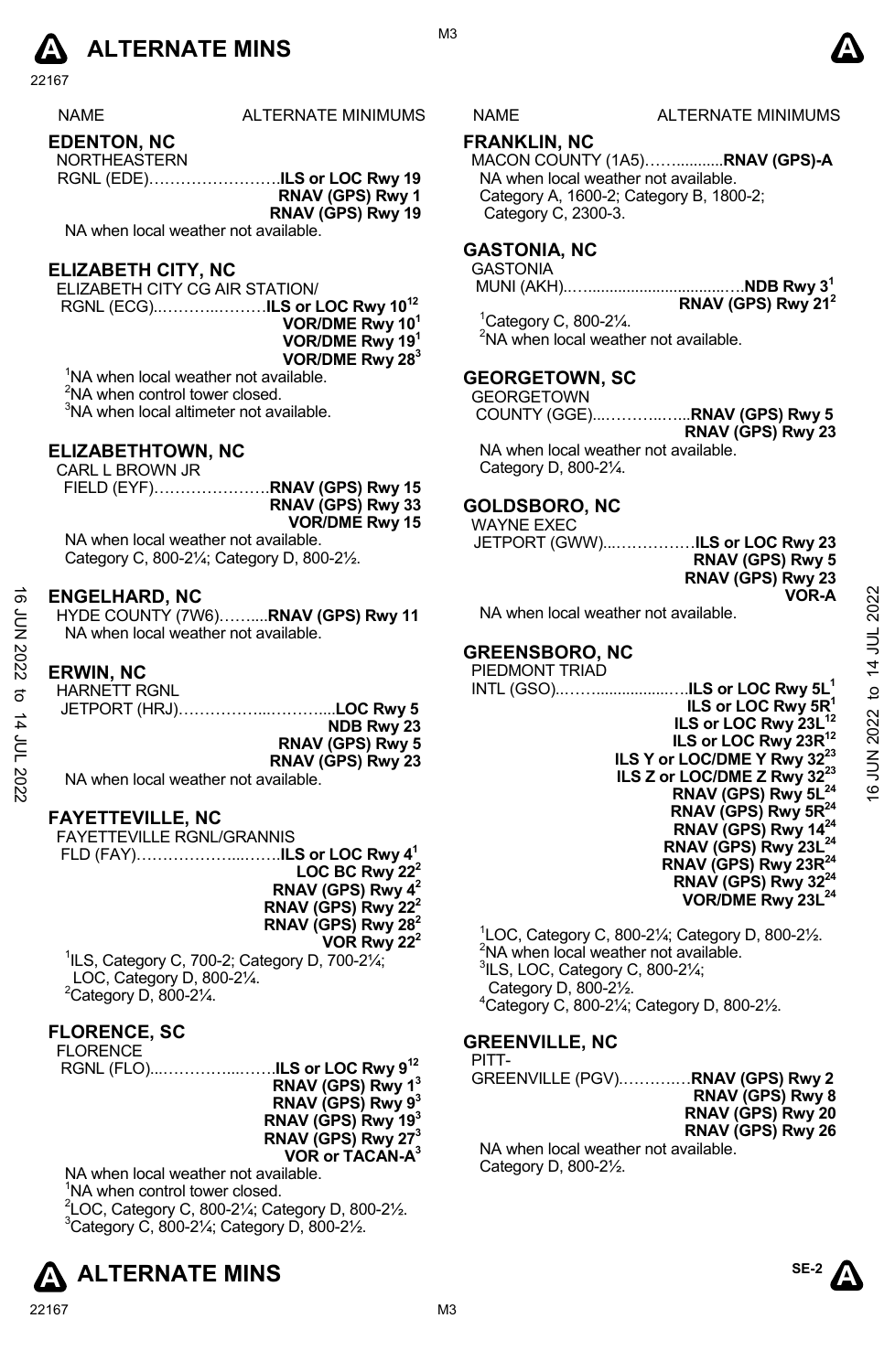| NAME | ALTERNATE MINIMUMS |
|---|---|

## EDENTON, NC

NORTHEASTERN
RGNL (EDE)……………………. **ILS or LOC Rwy 19**
**RNAV (GPS) Rwy 1**
**RNAV (GPS) Rwy 19**

NA when local weather not available.

## ELIZABETH CITY, NC

ELIZABETH CITY CG AIR STATION/
RGNL (ECG)..………..……. **ILS or LOC Rwy 10[12]**
**VOR/DME Rwy 10[1]**
**VOR/DME Rwy 19[1]**
**VOR/DME Rwy 28[3]**

[1]NA when local weather not available.
[2]NA when control tower closed.
[3]NA when local altimeter not available.

## ELIZABETHTOWN, NC

CARL L BROWN JR
FIELD (EYF)…………………. **RNAV (GPS) Rwy 15**
**RNAV (GPS) Rwy 33**
**VOR/DME Rwy 15**

NA when local weather not available.
Category C, 800-2¼; Category D, 800-2½.

## ENGELHARD, NC

HYDE COUNTY (7W6)……..... **RNAV (GPS) Rwy 11**

NA when local weather not available.

## ERWIN, NC

HARNETT RGNL
JETPORT (HRJ)……………...………... **LOC Rwy 5**
**NDB Rwy 23**
**RNAV (GPS) Rwy 5**
**RNAV (GPS) Rwy 23**

NA when local weather not available.

## FAYETTEVILLE, NC

FAYETTEVILLE RGNL/GRANNIS
FLD (FAY)……………….....…... **ILS or LOC Rwy 4[1]**
**LOC BC Rwy 22[2]**
**RNAV (GPS) Rwy 4[2]**
**RNAV (GPS) Rwy 22[2]**
**RNAV (GPS) Rwy 28[2]**
**VOR Rwy 22[2]**

[1]ILS, Category C, 700-2; Category D, 700-2¼; LOC, Category D, 800-2¼.
[2]Category D, 800-2¼.

## FLORENCE, SC

FLORENCE
RGNL (FLO)...…………....……. **ILS or LOC Rwy 9[12]**
**RNAV (GPS) Rwy 1[3]**
**RNAV (GPS) Rwy 9[3]**
**RNAV (GPS) Rwy 19[3]**
**RNAV (GPS) Rwy 27[3]**
**VOR or TACAN-A[3]**

NA when local weather not available.
[1]NA when control tower closed.
[2]LOC, Category C, 800-2¼; Category D, 800-2½.
[3]Category C, 800-2¼; Category D, 800-2½.

## FRANKLIN, NC

MACON COUNTY (1A5)……........... **RNAV (GPS)-A**

NA when local weather not available.
Category A, 1600-2; Category B, 1800-2; Category C, 2300-3.

## GASTONIA, NC

GASTONIA
MUNI (AKH)..…..................................…. **NDB Rwy 3[1]**
**RNAV (GPS) Rwy 21[2]**

[1]Category C, 800-2¼.
[2]NA when local weather not available.

## GEORGETOWN, SC

GEORGETOWN
COUNTY (GGE)...………..…... **RNAV (GPS) Rwy 5**
**RNAV (GPS) Rwy 23**

NA when local weather not available.
Category D, 800-2¼.

## GOLDSBORO, NC

WAYNE EXEC
JETPORT (GWW)...……………. **ILS or LOC Rwy 23**
**RNAV (GPS) Rwy 5**
**RNAV (GPS) Rwy 23**
**VOR-A**

NA when local weather not available.

## GREENSBORO, NC

PIEDMONT TRIAD
INTL (GSO)..……................…. **ILS or LOC Rwy 5L[1]**
**ILS or LOC Rwy 5R[1]**
**ILS or LOC Rwy 23L[12]**
**ILS or LOC Rwy 23R[12]**
**ILS Y or LOC/DME Y Rwy 32[23]**
**ILS Z or LOC/DME Z Rwy 32[23]**
**RNAV (GPS) Rwy 5L[24]**
**RNAV (GPS) Rwy 5R[24]**
**RNAV (GPS) Rwy 14[24]**
**RNAV (GPS) Rwy 23L[24]**
**RNAV (GPS) Rwy 23R[24]**
**RNAV (GPS) Rwy 32[24]**
**VOR/DME Rwy 23L[24]**

[1]LOC, Category C, 800-2¼; Category D, 800-2½.
[2]NA when local weather not available.
[3]ILS, LOC, Category C, 800-2¼; Category D, 800-2½.
[4]Category C, 800-2¼; Category D, 800-2½.

## GREENVILLE, NC

PITT-
GREENVILLE (PGV)…….….…. **RNAV (GPS) Rwy 2**
**RNAV (GPS) Rwy 8**
**RNAV (GPS) Rwy 20**
**RNAV (GPS) Rwy 26**

NA when local weather not available.
Category D, 800-2½.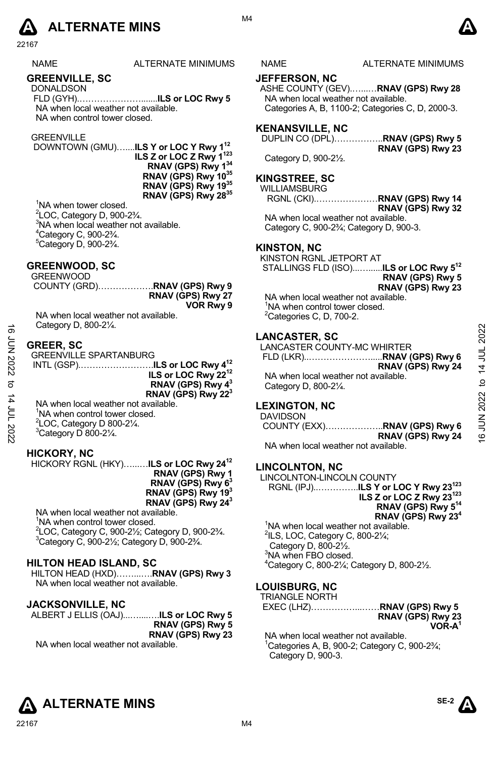# ALTERNATE MINS

| NAME | ALTERNATE MINIMUMS |
|---|---|

## GREENVILLE, SC

DONALDSON FLD (GYH)……………………......**ILS or LOC Rwy 5**

NA when local weather not available.
NA when control tower closed.

GREENVILLE DOWNTOWN (GMU)…....**ILS Y or LOC Y Rwy 1**[12]
**ILS Z or LOC Z Rwy 1**[123]
**RNAV (GPS) Rwy 1**[34]
**RNAV (GPS) Rwy 10**[35]
**RNAV (GPS) Rwy 19**[35]
**RNAV (GPS) Rwy 28**[35]

[1]NA when tower closed.
[2]LOC, Category D, 900-2¾.
[3]NA when local weather not available.
[4]Category C, 900-2¾.
[5]Category D, 900-2¾.

## GREENWOOD, SC

GREENWOOD COUNTY (GRD)……………….**RNAV (GPS) Rwy 9**
**RNAV (GPS) Rwy 27**
**VOR Rwy 9**

NA when local weather not available.
Category D, 800-2¼.

## GREER, SC

GREENVILLE SPARTANBURG INTL (GSP)……………………..**ILS or LOC Rwy 4**[12]
**ILS or LOC Rwy 22**[12]
**RNAV (GPS) Rwy 4**[3]
**RNAV (GPS) Rwy 22**[3]

NA when local weather not available.
[1]NA when control tower closed.
[2]LOC, Category D 800-2¼.
[3]Category D 800-2¼.

## HICKORY, NC

HICKORY RGNL (HKY)…...…**ILS or LOC Rwy 24**[12]
**RNAV (GPS) Rwy 1**
**RNAV (GPS) Rwy 6**[3]
**RNAV (GPS) Rwy 19**[3]
**RNAV (GPS) Rwy 24**[3]

NA when local weather not available.
[1]NA when control tower closed.
[2]LOC, Category C, 900-2½; Category D, 900-2¾.
[3]Category C, 900-2½; Category D, 900-2¾.

## HILTON HEAD ISLAND, SC

HILTON HEAD (HXD)……...….**RNAV (GPS) Rwy 3**

NA when local weather not available.

## JACKSONVILLE, NC

ALBERT J ELLIS (OAJ)...…...….**ILS or LOC Rwy 5**
**RNAV (GPS) Rwy 5**
**RNAV (GPS) Rwy 23**

NA when local weather not available.

## JEFFERSON, NC

ASHE COUNTY (GEV)….…..…**RNAV (GPS) Rwy 28**

NA when local weather not available.
Categories A, B, 1100-2; Categories C, D, 2000-3.

## KENANSVILLE, NC

DUPLIN CO (DPL)……………..**RNAV (GPS) Rwy 5**
**RNAV (GPS) Rwy 23**

Category D, 900-2½.

## KINGSTREE, SC

WILLIAMSBURG RGNL (CKI)…………………**RNAV (GPS) Rwy 14**
**RNAV (GPS) Rwy 32**

NA when local weather not available.
Category C, 900-2¾; Category D, 900-3.

## KINSTON, NC

KINSTON RGNL JETPORT AT STALLINGS FLD (ISO)...….....**ILS or LOC Rwy 5**[12]
**RNAV (GPS) Rwy 5**
**RNAV (GPS) Rwy 23**

NA when local weather not available.
[1]NA when control tower closed.
[2]Categories C, D, 700-2.

## LANCASTER, SC

LANCASTER COUNTY-MC WHIRTER FLD (LKR)..……………………....**RNAV (GPS) Rwy 6**
**RNAV (GPS) Rwy 24**

NA when local weather not available.
Category D, 800-2¼.

## LEXINGTON, NC

DAVIDSON COUNTY (EXX)………………..**RNAV (GPS) Rwy 6**
**RNAV (GPS) Rwy 24**

NA when local weather not available.

## LINCOLNTON, NC

LINCOLNTON-LINCOLN COUNTY RGNL (IPJ)..…………..**ILS Y or LOC Y Rwy 23**[123]
**ILS Z or LOC Z Rwy 23**[123]
**RNAV (GPS) Rwy 5**[14]
**RNAV (GPS) Rwy 23**[4]

[1]NA when local weather not available.
[2]ILS, LOC, Category C, 800-2¼; Category D, 800-2½.
[3]NA when FBO closed.
[4]Category C, 800-2¼; Category D, 800-2½.

## LOUISBURG, NC

TRIANGLE NORTH EXEC (LHZ)……………...……**RNAV (GPS) Rwy 5**
**RNAV (GPS) Rwy 23**
**VOR-A**[1]

NA when local weather not available.
[1]Categories A, B, 900-2; Category C, 900-2¾; Category D, 900-3.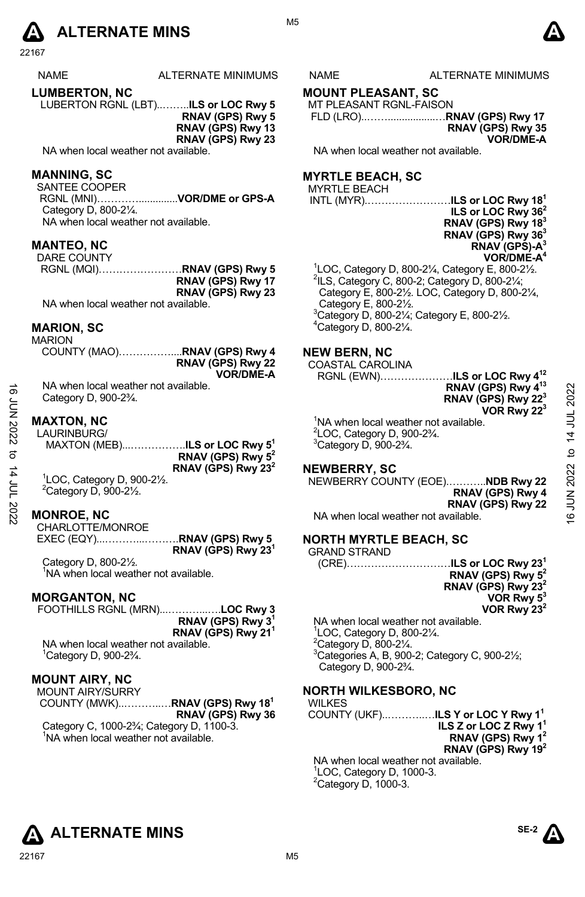| NAME | ALTERNATE MINIMUMS |
|---|---|

## LUMBERTON, NC

LUBERTON RGNL (LBT)..........**ILS or LOC Rwy 5**
**RNAV (GPS) Rwy 5**
**RNAV (GPS) Rwy 13**
**RNAV (GPS) Rwy 23**

NA when local weather not available.

## MANNING, SC

SANTEE COOPER
RGNL (MNI)……….............**VOR/DME or GPS-A**

Category D, 800-2¼.
NA when local weather not available.

## MANTEO, NC

DARE COUNTY
RGNL (MQI)……………………**RNAV (GPS) Rwy 5**
**RNAV (GPS) Rwy 17**
**RNAV (GPS) Rwy 23**

NA when local weather not available.

## MARION, SC

MARION
COUNTY (MAO)……………....**RNAV (GPS) Rwy 4**
**RNAV (GPS) Rwy 22**
**VOR/DME-A**

NA when local weather not available.
Category D, 900-2¾.

## MAXTON, NC

LAURINBURG/
MAXTON (MEB)...…………….**ILS or LOC Rwy 5**[1]
**RNAV (GPS) Rwy 5**[2]
**RNAV (GPS) Rwy 23**[2]

[1]LOC, Category D, 900-2½.
[2]Category D, 900-2½.

## MONROE, NC

CHARLOTTE/MONROE
EXEC (EQY)...………...……..**RNAV (GPS) Rwy 5**
**RNAV (GPS) Rwy 23**[1]

Category D, 800-2½.
[1]NA when local weather not available.

## MORGANTON, NC

FOOTHILLS RGNL (MRN)...………..….**LOC Rwy 3**
**RNAV (GPS) Rwy 3**[1]
**RNAV (GPS) Rwy 21**[1]

NA when local weather not available.
[1]Category D, 900-2¾.

## MOUNT AIRY, NC

MOUNT AIRY/SURRY
COUNTY (MWK)..………..…**RNAV (GPS) Rwy 18**[1]
**RNAV (GPS) Rwy 36**

Category C, 1000-2¾; Category D, 1100-3.
[1]NA when local weather not available.

## MOUNT PLEASANT, SC

MT PLEASANT RGNL-FAISON
FLD (LRO)...……...................…**RNAV (GPS) Rwy 17**
**RNAV (GPS) Rwy 35**
**VOR/DME-A**

NA when local weather not available.

## MYRTLE BEACH, SC

MYRTLE BEACH
INTL (MYR)……………………**ILS or LOC Rwy 18**[1]
**ILS or LOC Rwy 36**[2]
**RNAV (GPS) Rwy 18**[3]
**RNAV (GPS) Rwy 36**[3]
**RNAV (GPS)-A**[3]
**VOR/DME-A**[4]

[1]LOC, Category D, 800-2¼, Category E, 800-2½.
[2]ILS, Category C, 800-2; Category D, 800-2¼; Category E, 800-2½. LOC, Category D, 800-2¼, Category E, 800-2½.
[3]Category D, 800-2¼; Category E, 800-2½.
[4]Category D, 800-2¼.

## NEW BERN, NC

COASTAL CAROLINA
RGNL (EWN)…………………**ILS or LOC Rwy 4**[12]
**RNAV (GPS) Rwy 4**[13]
**RNAV (GPS) Rwy 22**[3]
**VOR Rwy 22**[3]

[1]NA when local weather not available.
[2]LOC, Category D, 900-2¾.
[3]Category D, 900-2¾.

## NEWBERRY, SC

NEWBERRY COUNTY (EOE)………..**NDB Rwy 22**
**RNAV (GPS) Rwy 4**
**RNAV (GPS) Rwy 22**

NA when local weather not available.

## NORTH MYRTLE BEACH, SC

GRAND STRAND
(CRE)…………………………**ILS or LOC Rwy 23**[1]
**RNAV (GPS) Rwy 5**[2]
**RNAV (GPS) Rwy 23**[2]
**VOR Rwy 5**[3]
**VOR Rwy 23**[2]

NA when local weather not available.
[1]LOC, Category D, 800-2¼.
[2]Category D, 800-2¼.
[3]Categories A, B, 900-2; Category C, 900-2½; Category D, 900-2¾.

## NORTH WILKESBORO, NC

WILKES
COUNTY (UKF)..………..…**ILS Y or LOC Y Rwy 1**[1]
**ILS Z or LOC Z Rwy 1**[1]
**RNAV (GPS) Rwy 1**[2]
**RNAV (GPS) Rwy 19**[2]

NA when local weather not available.
[1]LOC, Category D, 1000-3.
[2]Category D, 1000-3.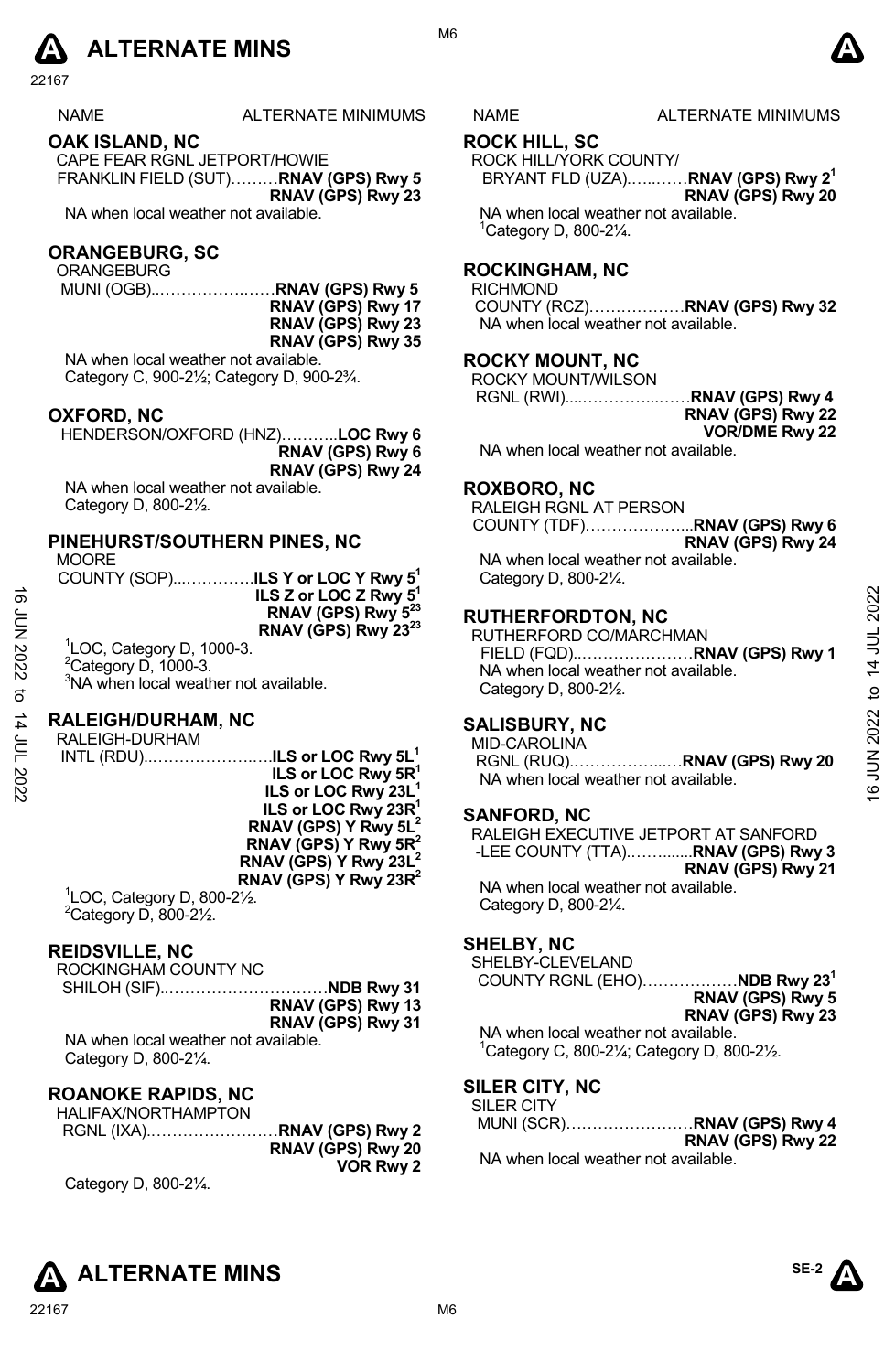# ALTERNATE MINS

| NAME | ALTERNATE MINIMUMS |
|---|---|

## OAK ISLAND, NC

CAPE FEAR RGNL JETPORT/HOWIE FRANKLIN FIELD (SUT)………**RNAV (GPS) Rwy 5**
**RNAV (GPS) Rwy 23**

NA when local weather not available.

## ORANGEBURG, SC

ORANGEBURG MUNI (OGB)..……………..……**RNAV (GPS) Rwy 5**
**RNAV (GPS) Rwy 17**
**RNAV (GPS) Rwy 23**
**RNAV (GPS) Rwy 35**

NA when local weather not available.
Category C, 900-2½; Category D, 900-2¾.

## OXFORD, NC

HENDERSON/OXFORD (HNZ)………..**LOC Rwy 6**
**RNAV (GPS) Rwy 6**
**RNAV (GPS) Rwy 24**

NA when local weather not available.
Category D, 800-2½.

## PINEHURST/SOUTHERN PINES, NC

MOORE COUNTY (SOP)...…………..**ILS Y or LOC Y Rwy 5**[1]
**ILS Z or LOC Z Rwy 5**[1]
**RNAV (GPS) Rwy 5**[23]
**RNAV (GPS) Rwy 23**[23]

[1]LOC, Category D, 1000-3.
[2]Category D, 1000-3.
[3]NA when local weather not available.

## RALEIGH/DURHAM, NC

RALEIGH-DURHAM INTL (RDU)..………………..…**ILS or LOC Rwy 5L**[1]
**ILS or LOC Rwy 5R**[1]
**ILS or LOC Rwy 23L**[1]
**ILS or LOC Rwy 23R**[1]
**RNAV (GPS) Y Rwy 5L**[2]
**RNAV (GPS) Y Rwy 5R**[2]
**RNAV (GPS) Y Rwy 23L**[2]
**RNAV (GPS) Y Rwy 23R**[2]

[1]LOC, Category D, 800-2½.
[2]Category D, 800-2½.

## REIDSVILLE, NC

ROCKINGHAM COUNTY NC SHILOH (SIF)..…………………………**NDB Rwy 31**
**RNAV (GPS) Rwy 13**
**RNAV (GPS) Rwy 31**

NA when local weather not available.
Category D, 800-2¼.

## ROANOKE RAPIDS, NC

HALIFAX/NORTHAMPTON RGNL (IXA)……………………**RNAV (GPS) Rwy 2**
**RNAV (GPS) Rwy 20**
**VOR Rwy 2**

Category D, 800-2¼.

## ROCK HILL, SC

ROCK HILL/YORK COUNTY/ BRYANT FLD (UZA).…..……**RNAV (GPS) Rwy 2**[1]
**RNAV (GPS) Rwy 20**

NA when local weather not available.
[1]Category D, 800-2¼.

## ROCKINGHAM, NC

RICHMOND COUNTY (RCZ)………………**RNAV (GPS) Rwy 32**

NA when local weather not available.

## ROCKY MOUNT, NC

ROCKY MOUNT/WILSON RGNL (RWI)....…………...……**RNAV (GPS) Rwy 4**
**RNAV (GPS) Rwy 22**
**VOR/DME Rwy 22**

NA when local weather not available.

## ROXBORO, NC

RALEIGH RGNL AT PERSON COUNTY (TDF)………………...**RNAV (GPS) Rwy 6**
**RNAV (GPS) Rwy 24**

NA when local weather not available.
Category D, 800-2¼.

## RUTHERFORDTON, NC

RUTHERFORD CO/MARCHMAN FIELD (FQD)..…………………**RNAV (GPS) Rwy 1**

NA when local weather not available.
Category D, 800-2½.

## SALISBURY, NC

MID-CAROLINA RGNL (RUQ)………………...…**RNAV (GPS) Rwy 20**

NA when local weather not available.

## SANFORD, NC

RALEIGH EXECUTIVE JETPORT AT SANFORD -LEE COUNTY (TTA)..…….....**RNAV (GPS) Rwy 3**
**RNAV (GPS) Rwy 21**

NA when local weather not available.
Category D, 800-2¼.

## SHELBY, NC

SHELBY-CLEVELAND COUNTY RGNL (EHO)………………**NDB Rwy 23**[1]
**RNAV (GPS) Rwy 5**
**RNAV (GPS) Rwy 23**

NA when local weather not available.
[1]Category C, 800-2¼; Category D, 800-2½.

## SILER CITY, NC

SILER CITY MUNI (SCR)……………………**RNAV (GPS) Rwy 4**
**RNAV (GPS) Rwy 22**

NA when local weather not available.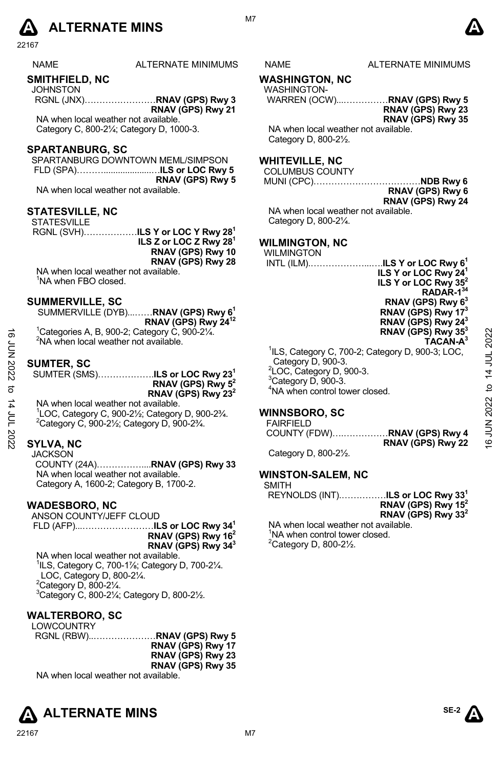# ALTERNATE MINS

| NAME | ALTERNATE MINIMUMS |
|---|---|

## SMITHFIELD, NC

JOHNSTON
RGNL (JNX)……………………**RNAV (GPS) Rwy 3**
**RNAV (GPS) Rwy 21**

NA when local weather not available.
Category C, 800-2¼; Category D, 1000-3.

## SPARTANBURG, SC

SPARTANBURG DOWNTOWN MEML/SIMPSON
FLD (SPA)……….....................…**ILS or LOC Rwy 5**
**RNAV (GPS) Rwy 5**

NA when local weather not available.

## STATESVILLE, NC

STATESVILLE
RGNL (SVH)………………**ILS Y or LOC Y Rwy 28**[1]
**ILS Z or LOC Z Rwy 28**[1]
**RNAV (GPS) Rwy 10**
**RNAV (GPS) Rwy 28**

NA when local weather not available.
[1]NA when FBO closed.

## SUMMERVILLE, SC

SUMMERVILLE (DYB)...……**RNAV (GPS) Rwy 6**[1]
**RNAV (GPS) Rwy 24**[12]

[1]Categories A, B, 900-2; Category C, 900-2¼.
[2]NA when local weather not available.

## SUMTER, SC

SUMTER (SMS)……………….**ILS or LOC Rwy 23**[1]
**RNAV (GPS) Rwy 5**[2]
**RNAV (GPS) Rwy 23**[2]

NA when local weather not available.
[1]LOC, Category C, 900-2½; Category D, 900-2¾.
[2]Category C, 900-2½; Category D, 900-2¾.

## SYLVA, NC

JACKSON
COUNTY (24A)……………....**RNAV (GPS) Rwy 33**

NA when local weather not available.
Category A, 1600-2; Category B, 1700-2.

## WADESBORO, NC

ANSON COUNTY/JEFF CLOUD
FLD (AFP)...……………………**ILS or LOC Rwy 34**[1]
**RNAV (GPS) Rwy 16**[2]
**RNAV (GPS) Rwy 34**[3]

NA when local weather not available.
[1]ILS, Category C, 700-1⅞; Category D, 700-2¼.
LOC, Category D, 800-2¼.
[2]Category D, 800-2¼.
[3]Category C, 800-2¼; Category D, 800-2½.

## WALTERBORO, SC

LOWCOUNTRY
RGNL (RBW)..…………………**RNAV (GPS) Rwy 5**
**RNAV (GPS) Rwy 17**
**RNAV (GPS) Rwy 23**
**RNAV (GPS) Rwy 35**

NA when local weather not available.

## WASHINGTON, NC

WASHINGTON-
WARREN (OCW)...……………**RNAV (GPS) Rwy 5**
**RNAV (GPS) Rwy 23**
**RNAV (GPS) Rwy 35**

NA when local weather not available.
Category D, 800-2½.

## WHITEVILLE, NC

COLUMBUS COUNTY
MUNI (CPC)………………………………**NDB Rwy 6**
**RNAV (GPS) Rwy 6**
**RNAV (GPS) Rwy 24**

NA when local weather not available.
Category D, 800-2¼.

## WILMINGTON, NC

WILMINGTON
INTL (ILM).………………...….**ILS Y or LOC Rwy 6**[1]
**ILS Y or LOC Rwy 24**[1]
**ILS Y or LOC Rwy 35**[2]
**RADAR-1**[34]
**RNAV (GPS) Rwy 6**[3]
**RNAV (GPS) Rwy 17**[3]
**RNAV (GPS) Rwy 24**[3]
**RNAV (GPS) Rwy 35**[3]
**TACAN-A**[3]

[1]ILS, Category C, 700-2; Category D, 900-3; LOC, Category D, 900-3.
[2]LOC, Category D, 900-3.
[3]Category D, 900-3.
[4]NA when control tower closed.

## WINNSBORO, SC

FAIRFIELD
COUNTY (FDW)….……………**RNAV (GPS) Rwy 4**
**RNAV (GPS) Rwy 22**

Category D, 800-2½.

## WINSTON-SALEM, NC

SMITH
REYNOLDS (INT).……………**ILS or LOC Rwy 33**[1]
**RNAV (GPS) Rwy 15**[2]
**RNAV (GPS) Rwy 33**[2]

NA when local weather not available.
[1]NA when control tower closed.
[2]Category D, 800-2½.